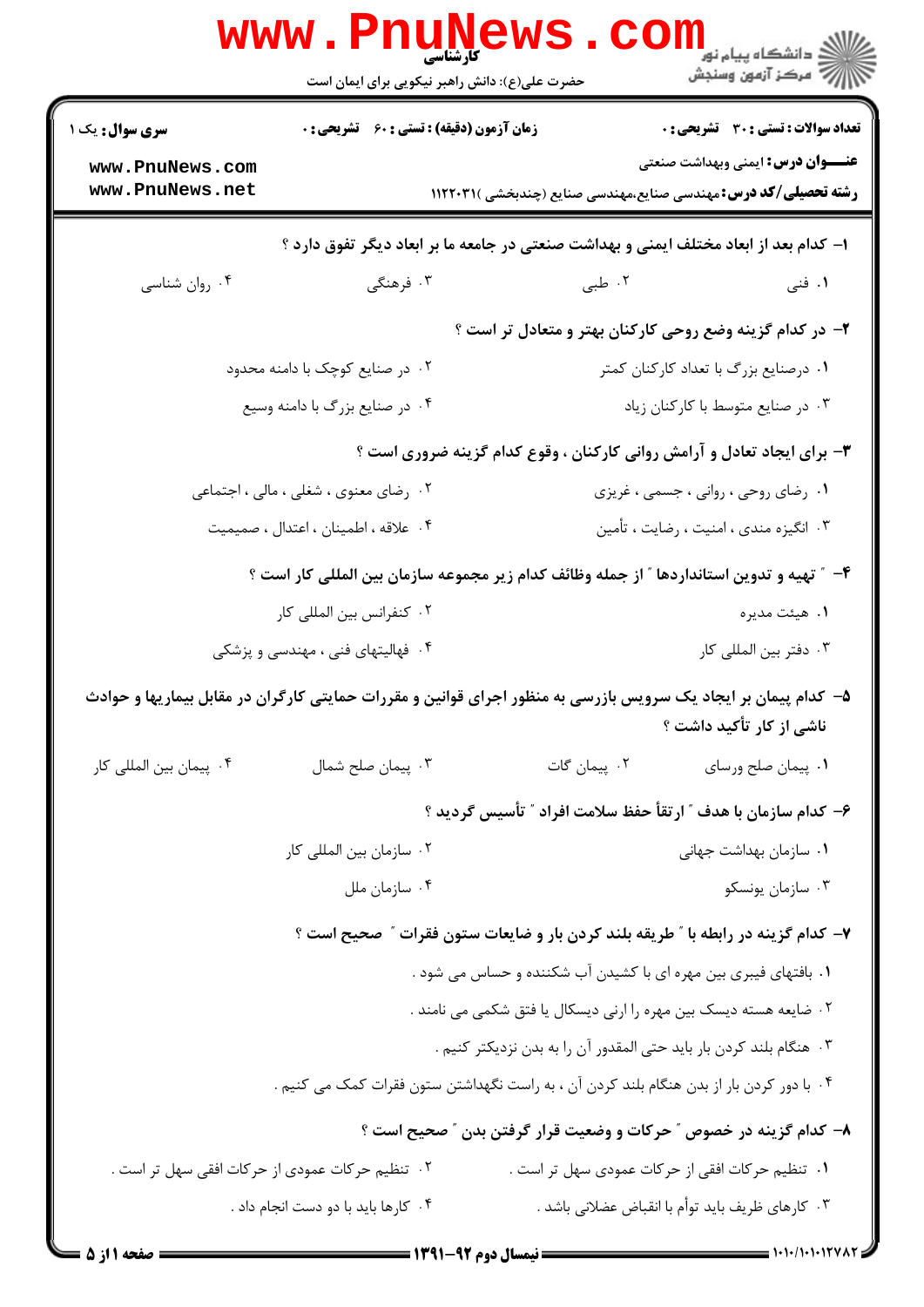**تعداد سوالات : تستی : ۳۰ تشریحی : ۰** | **زمان آزمون (دقیقه) : تستی : ۶۰ تشریحی : ۰** | **سری سوال : یک ۱**

**عنـــوان درس :** ایمنی وبهداشت صنعتی

**رشته تحصیلی/کد درس :** مهندسی صنایع،مهندسی صنایع (چندبخشی )۱۱۲۲۰۳۱

**۱- کدام بعد از ابعاد مختلف ایمنی و بهداشت صنعتی در جامعه ما بر ابعاد دیگر تفوق دارد ؟**

۱. فنی
۲. طبی
۳. فرهنگی
۴. روان شناسی

**۲- در کدام گزینه وضع روحی کارکنان بهتر و متعادل تر است ؟**

۱. درصنایع بزرگ با تعداد کارکنان کمتر
۲. در صنایع کوچک با دامنه محدود
۳. در صنایع متوسط با کارکنان زیاد
۴. در صنایع بزرگ با دامنه وسیع

**۳- برای ایجاد تعادل و آرامش روانی کارکنان ، وقوع کدام گزینه ضروری است ؟**

۱. رضای روحی ، روانی ، جسمی ، غریزی
۲. رضای معنوی ، شغلی ، مالی ، اجتماعی
۳. انگیزه مندی ، امنیت ، رضایت ، تأمین
۴. علاقه ، اطمینان ، اعتدال ، صمیمیت

**۴- " تهیه و تدوین استانداردها " از جمله وظائف کدام زیر مجموعه سازمان بین المللی کار است ؟**

۱. هیئت مدیره
۲. کنفرانس بین المللی کار
۳. دفتر بین المللی کار
۴. فعالیتهای فنی ، مهندسی و پزشکی

**۵- کدام پیمان بر ایجاد یک سرویس بازرسی به منظور اجرای قوانین و مقررات حمایتی کارگران در مقابل بیماریها و حوادث ناشی از کار تأکید داشت ؟**

۱. پیمان صلح ورسای
۲. پیمان گات
۳. پیمان صلح شمال
۴. پیمان بین المللی کار

**۶- کدام سازمان با هدف " ارتقأ حفظ سلامت افراد " تأسیس گردید ؟**

۱. سازمان بهداشت جهانی
۲. سازمان بین المللی کار
۳. سازمان یونسکو
۴. سازمان ملل

**۷- کدام گزینه در رابطه با " طریقه بلند کردن بار و ضایعات ستون فقرات " صحیح است ؟**

۱. بافتهای فیبری بین مهره ای با کشیدن آب شکننده و حساس می شود .
۲. ضایعه هسته دیسک بین مهره را ارنی دیسکال یا فتق شکمی می نامند .
۳. هنگام بلند کردن بار باید حتی المقدور آن را به بدن نزدیکتر کنیم .
۴. با دور کردن بار از بدن هنگام بلند کردن آن ، به راست نگهداشتن ستون فقرات کمک می کنیم .

**۸- کدام گزینه در خصوص " حرکات و وضعیت قرار گرفتن بدن " صحیح است ؟**

۱. تنظیم حرکات افقی از حرکات عمودی سهل تر است .
۲. تنظیم حرکات عمودی از حرکات افقی سهل تر است .
۳. کارهای ظریف باید توأم با انقباض عضلانی باشد .
۴. کارها باید با دو دست انجام داد .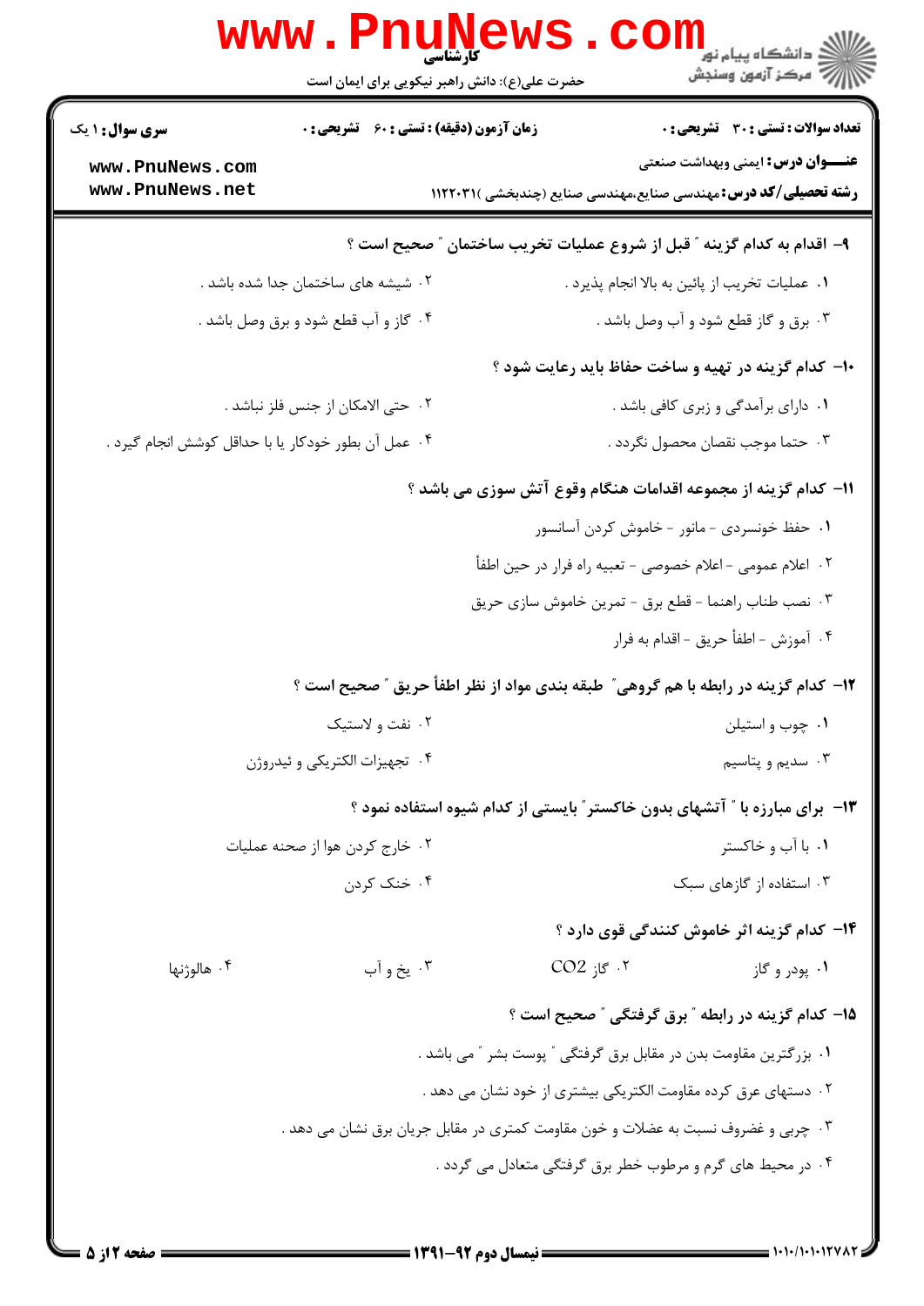۹- اقدام به کدام گزینه " قبل از شروع عملیات تخریب ساختمان " صحیح است ؟

۱. عملیات تخریب از پائین به بالا انجام پذیرد .

۲. شیشه های ساختمان جدا شده باشد .

۳. برق و گاز قطع شود و آب وصل باشد .

۴. گاز و آب قطع شود و برق وصل باشد .

۱۰- کدام گزینه در تهیه و ساخت حفاظ باید رعایت شود ؟

۱. دارای برآمدگی و زبری کافی باشد .

۲. حتی الامکان از جنس فلز نباشد .

۳. حتما موجب نقصان محصول نگردد .

۴. عمل آن بطور خودکار یا با حداقل کوشش انجام گیرد .

۱۱- کدام گزینه از مجموعه اقدامات هنگام وقوع آتش سوزی می باشد ؟

۱. حفظ خونسردی - مانور - خاموش کردن آسانسور

۲. اعلام عمومی - اعلام خصوصی - تعبیه راه فرار در حین اطفا

۳. نصب طناب راهنما - قطع برق - تمرین خاموش سازی حریق

۴. آموزش - اطفا حریق - اقدام به فرار

۱۲- کدام گزینه در رابطه با هم گروهی" طبقه بندی مواد از نظر اطفا حریق " صحیح است ؟

۱. چوب و استیلن

۲. نفت و لاستیک

۳. سدیم و پتاسیم

۴. تجهیزات الکتریکی و ئیدروژن

۱۳- برای مبارزه با " آتشهای بدون خاکستر" بایستی از کدام شیوه استفاده نمود ؟

۱. با آب و خاکستر

۲. خارج کردن هوا از صحنه عملیات

۳. استفاده از گازهای سبک

۴. خنک کردن

۱۴- کدام گزینه اثر خاموش کنندگی قوی دارد ؟

۱. پودر و گاز

۲. گاز $CO_2$

۳. یخ و آب

۴. هالوژنها

۱۵- کدام گزینه در رابطه " برق گرفتگی " صحیح است ؟

۱. بزرگترین مقاومت بدن در مقابل برق گرفتگی " پوست بشر " می باشد .

۲. دستهای عرق کرده مقاومت الکتریکی بیشتری از خود نشان می دهد .

۳. چربی و غضروف نسبت به عضلات و خون مقاومت کمتری در مقابل جریان برق نشان می دهد .

۴. در محیط های گرم و مرطوب خطر برق گرفتگی متعادل می گردد .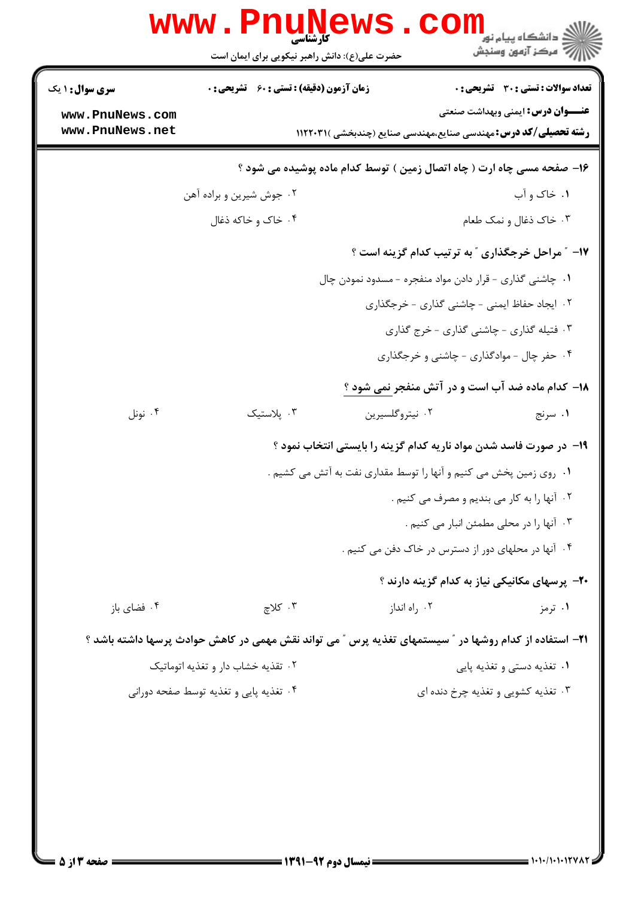۱۶- صفحه مسی چاه ارت ( چاه اتصال زمین ) توسط کدام ماده پوشیده می شود ؟

۱. خاک و آب

۲. جوش شیرین و براده آهن

۳. خاک ذغال و نمک طعام

۴. خاک و خاکه ذغال

۱۷- " مراحل خرجگذاری " به ترتیب کدام گزینه است ؟

۱. چاشنی گذاری - قرار دادن مواد منفجره - مسدود نمودن چال

۲. ایجاد حفاظ ایمنی - چاشنی گذاری - خرجگذاری

۳. فتیله گذاری - چاشنی گذاری - خرج گذاری

۴. حفر چال - موادگذاری - چاشنی و خرجگذاری

۱۸- کدام ماده ضد آب است و در آتش منفجر نمی شود ؟

۱. سرنج

۲. نیتروگلسیرین

۳. پلاستیک

۴. نونل

۱۹- در صورت فاسد شدن مواد ناریه کدام گزینه را بایستی انتخاب نمود ؟

۱. روی زمین پخش می کنیم و آنها را توسط مقداری نفت به آتش می کشیم .

۲. آنها را به کار می بندیم و مصرف می کنیم .

۳. آنها را در محلی مطمئن انبار می کنیم .

۴. آنها در محلهای دور از دسترس در خاک دفن می کنیم .

۲۰- پرسهای مکانیکی نیاز به کدام گزینه دارند ؟

۱. ترمز

۲. راه انداز

۳. کلاچ

۴. فضای باز

۲۱- استفاده از کدام روشها در " سیستمهای تغذیه پرس " می تواند نقش مهمی در کاهش حوادث پرسها داشته باشد ؟

۱. تغذیه دستی و تغذیه پایی

۲. تقذیه خشاب دار و تغذیه اتوماتیک

۳. تغذیه کشویی و تغذیه چرخ دنده ای

۴. تغذیه پایی و تغذیه توسط صفحه دورانی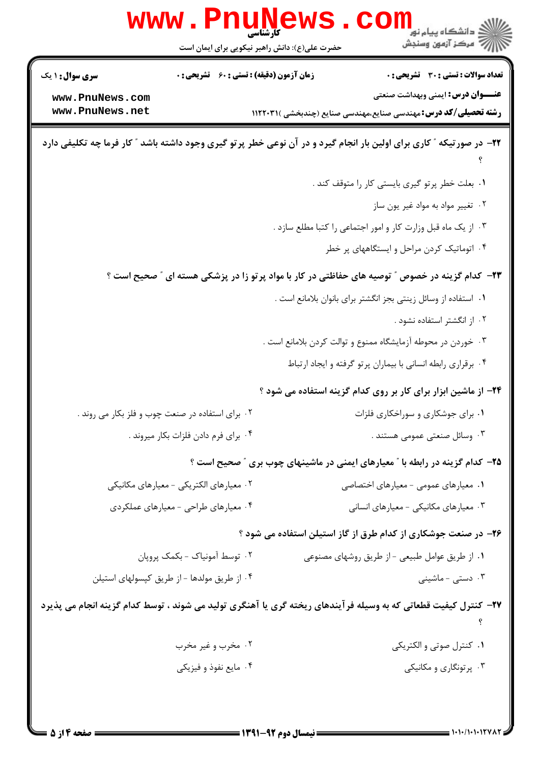**تعداد سوالات : تستی : ۳۰ تشریحی : ۰** | **زمان آزمون (دقیقه) : تستی : ۶۰ تشریحی : ۰** | **سری سوال : ۱ یک**

**عنـــوان درس :** ایمنی وبهداشت صنعتی

**رشته تحصیلی/کد درس :** مهندسی صنایع،مهندسی صنایع (چندبخشی )۱۱۲۲۰۳۱

۲۲- در صورتیکه " کاری برای اولین بار انجام گیرد و در آن نوعی خطر پرتو گیری وجود داشته باشد " کار فرما چه تکلیفی دارد ؟

۱. بعلت خطر پرتو گیری بایستی کار را متوقف کند .

۲. تغییر مواد به مواد غیر یون ساز

۳. از یک ماه قبل وزارت کار و امور اجتماعی را کتبا مطلع سازد .

۴. اتوماتیک کردن مراحل و ایستگاههای پر خطر

۲۳- کدام گزینه در خصوص " توصیه های حفاظتی در کار با مواد پرتو زا در پزشکی هسته ای " صحیح است ؟

۱. استفاده از وسائل زینتی بجز انگشتر برای بانوان بلامانع است .

۲. از انگشتر استفاده نشود .

۳. خوردن در محوطه آزمایشگاه ممنوع و توالت کردن بلامانع است .

۴. برقراری رابطه انسانی با بیماران پرتو گرفته و ایجاد ارتباط

۲۴- از ماشین ابزار برای کار بر روی کدام گزینه استفاده می شود ؟

۱. برای جوشکاری و سوراخکاری فلزات

۲. برای استفاده در صنعت چوب و فلز بکار می روند .

۳. وسائل صنعتی عمومی هستند .

۴. برای فرم دادن فلزات بکار میروند .

۲۵- کدام گزینه در رابطه با " معیارهای ایمنی در ماشینهای چوب بری " صحیح است ؟

۱. معیارهای عمومی - معیارهای اختصاصی

۲. معیارهای الکتریکی - معیارهای مکانیکی

۳. معیارهای مکانیکی - معیارهای انسانی

۴. معیارهای طراحی - معیارهای عملکردی

۲۶- در صنعت جوشکاری از کدام طرق از گاز استیلن استفاده می شود ؟

۱. از طریق عوامل طبیعی - از طریق روشهای مصنوعی

۲. توسط آمونیاک - بکمک پروپان

۳. دستی - ماشینی

۴. از طریق مولدها - از طریق کپسولهای استیلن

۲۷- کنترل کیفیت قطعاتی که به وسیله فرآیندهای ریخته گری یا آهنگری تولید می شوند ، توسط کدام گزینه انجام می پذیرد ؟

۱. کنترل صوتی و الکتریکی

۲. مخرب و غیر مخرب

۳. پرتونگاری و مکانیکی

۴. مایع نفوذ و فیزیکی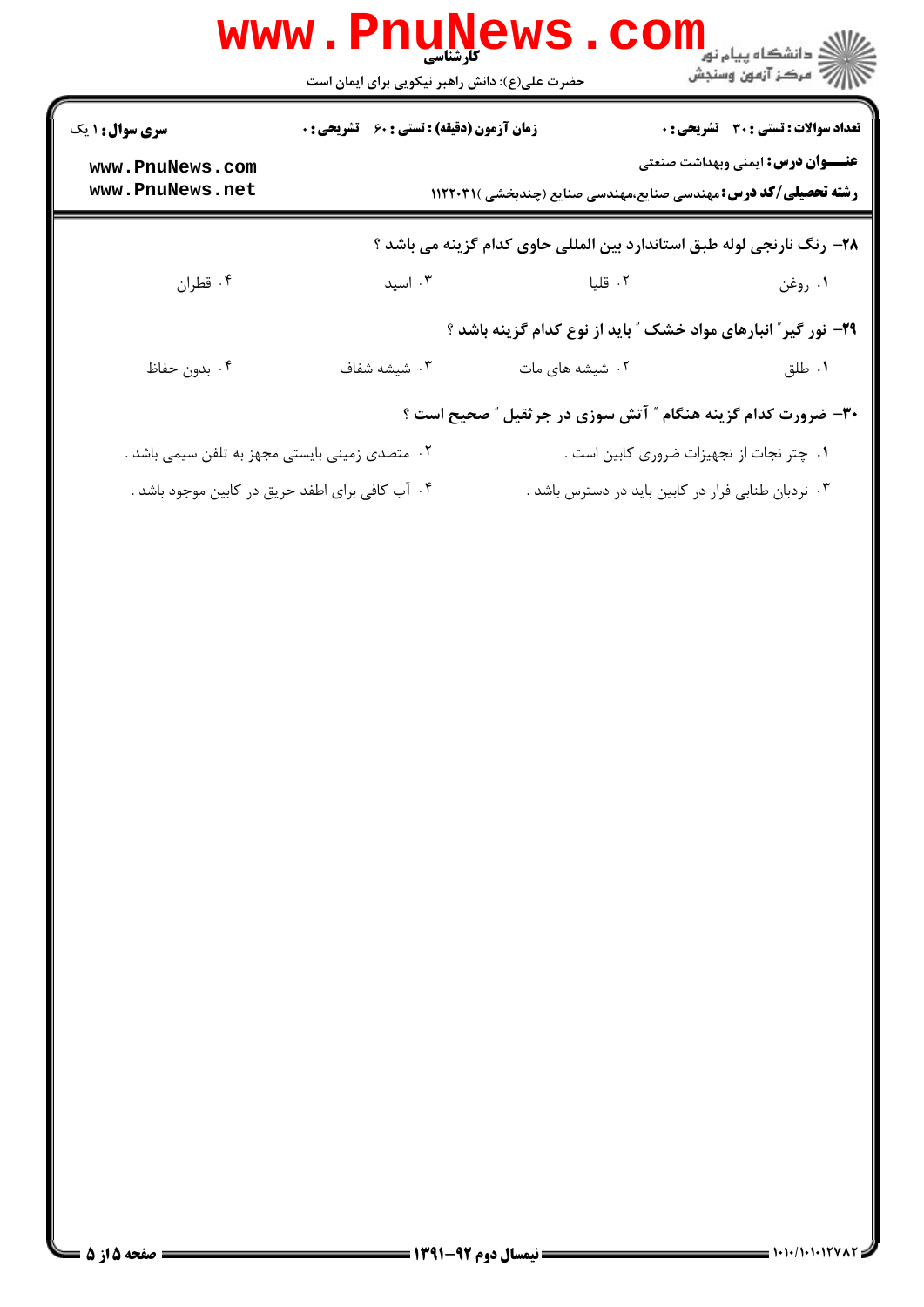**۲۸- رنگ نارنجی لوله طبق استاندارد بین المللی حاوی کدام گزینه می باشد ؟**

۱. روغن
۲. قلیا
۳. اسید
۴. قطران

**۲۹- نور گیر" انبارهای مواد خشک " باید از نوع کدام گزینه باشد ؟**

۱. طلق
۲. شیشه های مات
۳. شیشه شفاف
۴. بدون حفاظ

**۳۰- ضرورت کدام گزینه هنگام " آتش سوزی در جرثقیل " صحیح است ؟**

۱. چتر نجات از تجهیزات ضروری کابین است .
۲. متصدی زمینی بایستی مجهز به تلفن سیمی باشد .
۳. نردبان طنابی فرار در کابین باید در دسترس باشد .
۴. آب کافی برای اطفد حریق در کابین موجود باشد .